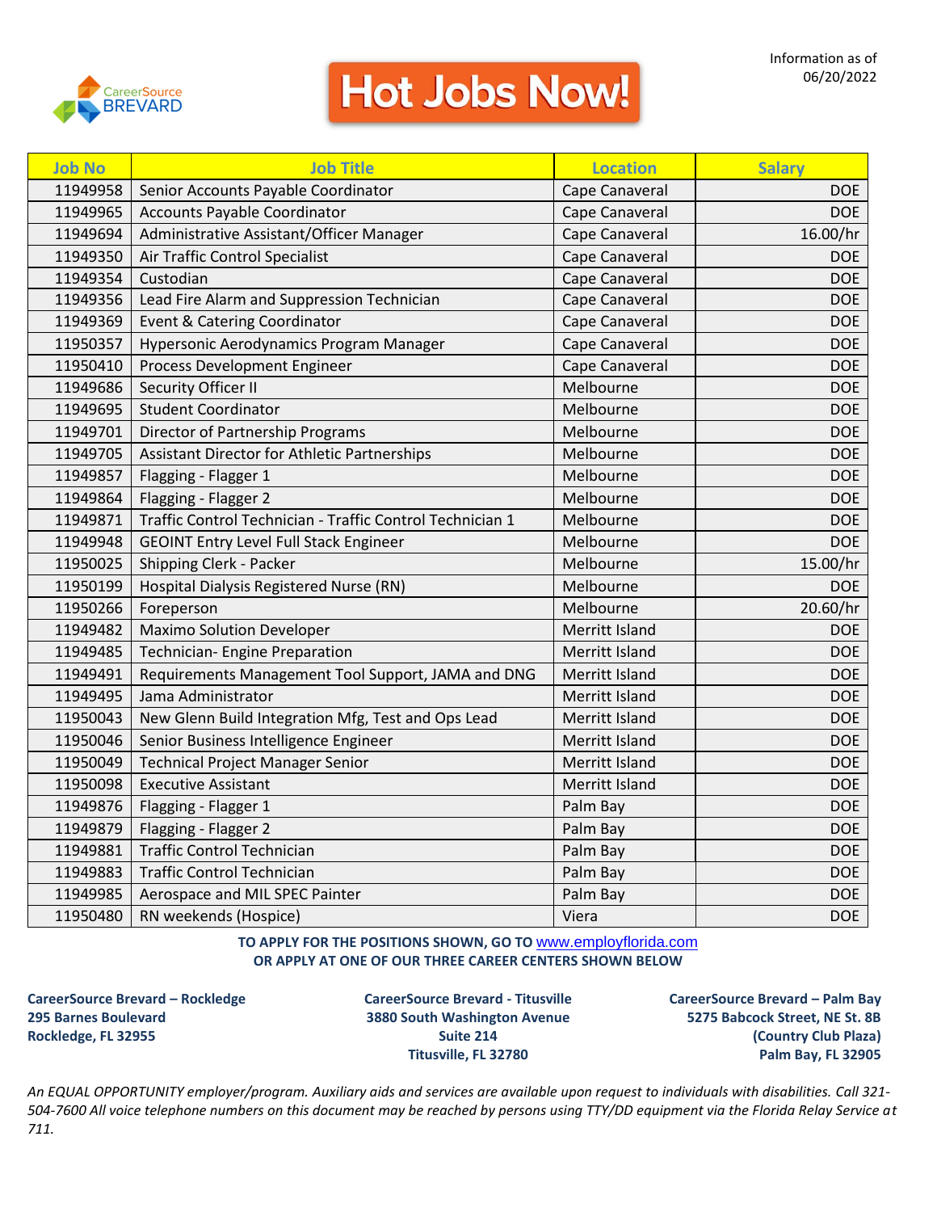CareerSource BREVARD

# Hot Jobs Now!

Information as of 06/20/2022

| Job No | Job Title | Location | Salary |
|---|---|---|---|
| 11949958 | Senior Accounts Payable Coordinator | Cape Canaveral | DOE |
| 11949965 | Accounts Payable Coordinator | Cape Canaveral | DOE |
| 11949694 | Administrative Assistant/Officer Manager | Cape Canaveral | 16.00/hr |
| 11949350 | Air Traffic Control Specialist | Cape Canaveral | DOE |
| 11949354 | Custodian | Cape Canaveral | DOE |
| 11949356 | Lead Fire Alarm and Suppression Technician | Cape Canaveral | DOE |
| 11949369 | Event & Catering Coordinator | Cape Canaveral | DOE |
| 11950357 | Hypersonic Aerodynamics Program Manager | Cape Canaveral | DOE |
| 11950410 | Process Development Engineer | Cape Canaveral | DOE |
| 11949686 | Security Officer II | Melbourne | DOE |
| 11949695 | Student Coordinator | Melbourne | DOE |
| 11949701 | Director of Partnership Programs | Melbourne | DOE |
| 11949705 | Assistant Director for Athletic Partnerships | Melbourne | DOE |
| 11949857 | Flagging - Flagger 1 | Melbourne | DOE |
| 11949864 | Flagging - Flagger 2 | Melbourne | DOE |
| 11949871 | Traffic Control Technician - Traffic Control Technician 1 | Melbourne | DOE |
| 11949948 | GEOINT Entry Level Full Stack Engineer | Melbourne | DOE |
| 11950025 | Shipping Clerk - Packer | Melbourne | 15.00/hr |
| 11950199 | Hospital Dialysis Registered Nurse (RN) | Melbourne | DOE |
| 11950266 | Foreperson | Melbourne | 20.60/hr |
| 11949482 | Maximo Solution Developer | Merritt Island | DOE |
| 11949485 | Technician- Engine Preparation | Merritt Island | DOE |
| 11949491 | Requirements Management Tool Support, JAMA and DNG | Merritt Island | DOE |
| 11949495 | Jama Administrator | Merritt Island | DOE |
| 11950043 | New Glenn Build Integration Mfg, Test and Ops Lead | Merritt Island | DOE |
| 11950046 | Senior Business Intelligence Engineer | Merritt Island | DOE |
| 11950049 | Technical Project Manager Senior | Merritt Island | DOE |
| 11950098 | Executive Assistant | Merritt Island | DOE |
| 11949876 | Flagging - Flagger 1 | Palm Bay | DOE |
| 11949879 | Flagging - Flagger 2 | Palm Bay | DOE |
| 11949881 | Traffic Control Technician | Palm Bay | DOE |
| 11949883 | Traffic Control Technician | Palm Bay | DOE |
| 11949985 | Aerospace and MIL SPEC Painter | Palm Bay | DOE |
| 11950480 | RN weekends (Hospice) | Viera | DOE |

**TO APPLY FOR THE POSITIONS SHOWN, GO TO www.employflorida.com**
**OR APPLY AT ONE OF OUR THREE CAREER CENTERS SHOWN BELOW**

**CareerSource Brevard – Rockledge**
**295 Barnes Boulevard**
**Rockledge, FL 32955**

**CareerSource Brevard - Titusville**
**3880 South Washington Avenue**
**Suite 214**
**Titusville, FL 32780**

**CareerSource Brevard – Palm Bay**
**5275 Babcock Street, NE St. 8B**
**(Country Club Plaza)**
**Palm Bay, FL 32905**

*An EQUAL OPPORTUNITY employer/program. Auxiliary aids and services are available upon request to individuals with disabilities. Call 321-504-7600 All voice telephone numbers on this document may be reached by persons using TTY/DD equipment via the Florida Relay Service at 711.*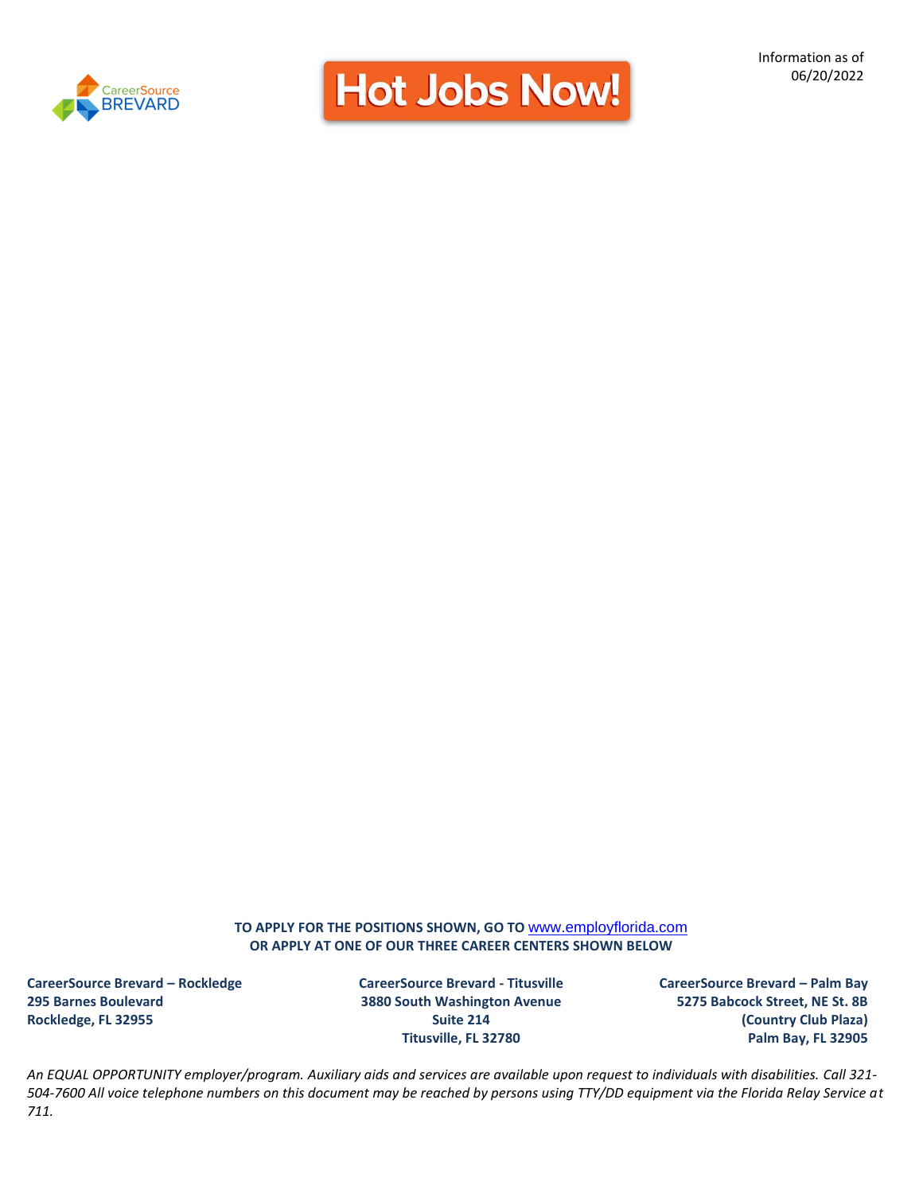Information as of 06/20/2022

# Hot Jobs Now!

**TO APPLY FOR THE POSITIONS SHOWN, GO TO** www.employflorida.com
**OR APPLY AT ONE OF OUR THREE CAREER CENTERS SHOWN BELOW**

**CareerSource Brevard – Rockledge**
**295 Barnes Boulevard**
**Rockledge, FL 32955**

**CareerSource Brevard - Titusville**
**3880 South Washington Avenue**
**Suite 214**
**Titusville, FL 32780**

**CareerSource Brevard – Palm Bay**
**5275 Babcock Street, NE St. 8B**
**(Country Club Plaza)**
**Palm Bay, FL 32905**

*An EQUAL OPPORTUNITY employer/program. Auxiliary aids and services are available upon request to individuals with disabilities. Call 321-504-7600 All voice telephone numbers on this document may be reached by persons using TTY/DD equipment via the Florida Relay Service at 711.*